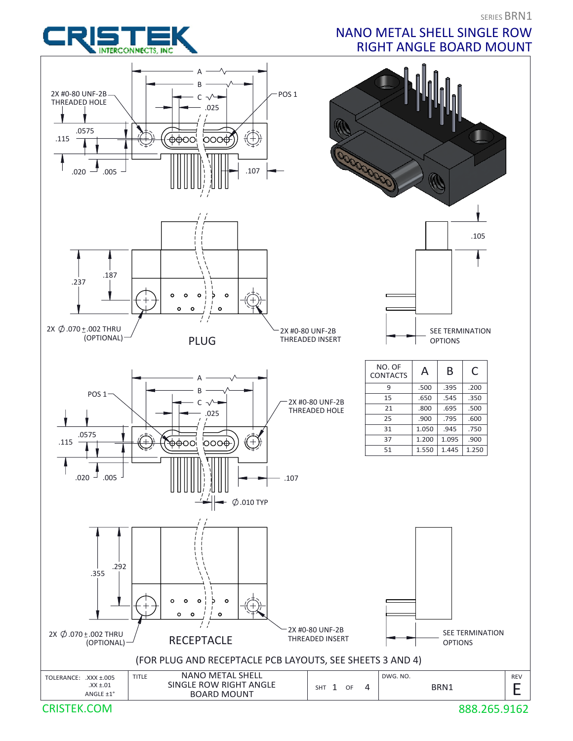CRISTEK INTERCONNECTS, INC

SERIES BRN1

# NANO METAL SHELL SINGLE ROW RIGHT ANGLE BOARD MOUNT

2X #0-80 UNF-2B THREADED HOLE

POS 1

A B C .025

.0575 .115 .020 .005 .107

.105

.187 .237

2X ∅.070±.002 THRU (OPTIONAL)

2X #0-80 UNF-2B THREADED INSERT

SEE TERMINATION OPTIONS

PLUG

| NO. OF CONTACTS | A | B | C |
|---|---|---|---|
| 9 | .500 | .395 | .200 |
| 15 | .650 | .545 | .350 |
| 21 | .800 | .695 | .500 |
| 25 | .900 | .795 | .600 |
| 31 | 1.050 | .945 | .750 |
| 37 | 1.200 | 1.095 | .900 |
| 51 | 1.550 | 1.445 | 1.250 |

POS 1

2X #0-80 UNF-2B THREADED HOLE

A B C .025

.0575 .115 .020 .005 .107

∅.010 TYP

.292 .355

2X ∅.070±.002 THRU (OPTIONAL)

2X #0-80 UNF-2B THREADED INSERT

SEE TERMINATION OPTIONS

RECEPTACLE

(FOR PLUG AND RECEPTACLE PCB LAYOUTS, SEE SHEETS 3 AND 4)

| TOLERANCE: .XXX ±.005 .XX ±.01 ANGLE ±1° | TITLE NANO METAL SHELL SINGLE ROW RIGHT ANGLE BOARD MOUNT | SHT 1 OF 4 | DWG. NO. BRN1 | REV E |
|---|---|---|---|---|

CRISTEK.COM 888.265.9162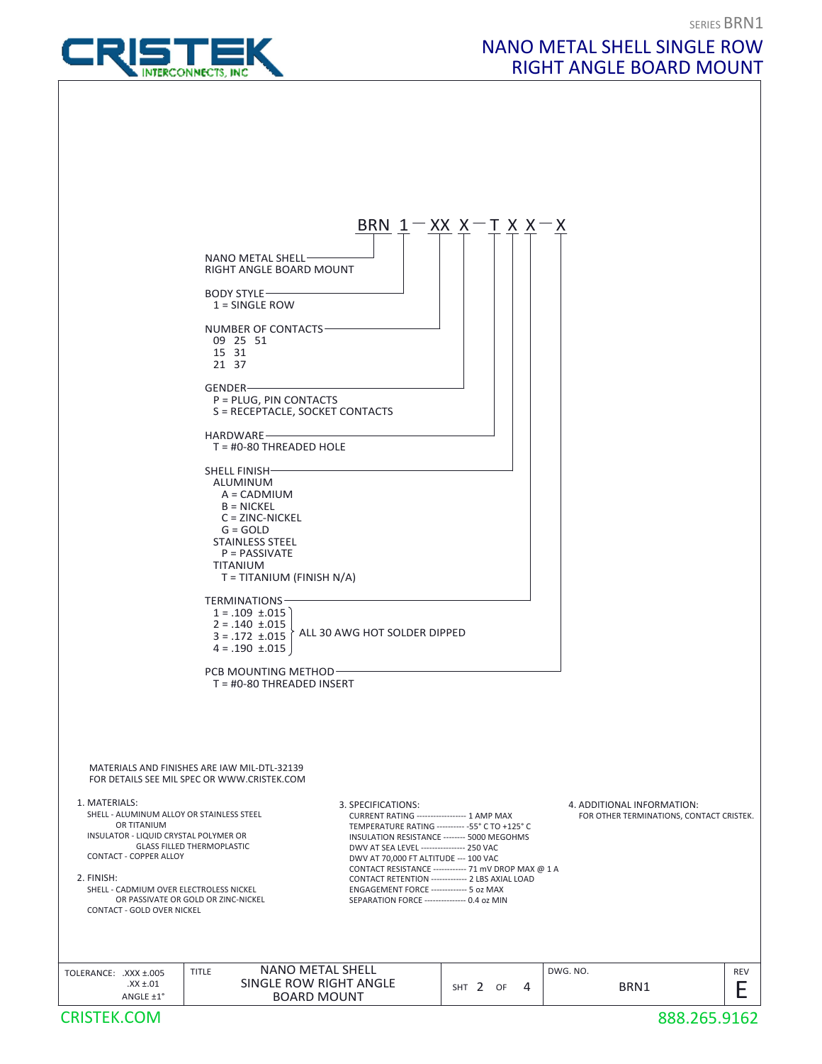SERIES BRN1

# NANO METAL SHELL SINGLE ROW RIGHT ANGLE BOARD MOUNT

CRISTEK INTERCONNECTS, INC

## BRN 1 — XX X — T X X — X

- **NANO METAL SHELL RIGHT ANGLE BOARD MOUNT** — BRN
- **BODY STYLE**
  - 1 = SINGLE ROW
- **NUMBER OF CONTACTS**
  - 09, 15, 21, 25, 31, 37, 51
- **GENDER**
  - P = PLUG, PIN CONTACTS
  - S = RECEPTACLE, SOCKET CONTACTS
- **HARDWARE**
  - T = #0-80 THREADED HOLE
- **SHELL FINISH**
  - ALUMINUM
    - A = CADMIUM
    - B = NICKEL
    - C = ZINC-NICKEL
    - G = GOLD
  - STAINLESS STEEL
    - P = PASSIVATE
  - TITANIUM
    - T = TITANIUM (FINISH N/A)
- **TERMINATIONS** (ALL 30 AWG HOT SOLDER DIPPED)
  - 1 = .109 ±.015
  - 2 = .140 ±.015
  - 3 = .172 ±.015
  - 4 = .190 ±.015
- **PCB MOUNTING METHOD**
  - T = #0-80 THREADED INSERT

MATERIALS AND FINISHES ARE IAW MIL-DTL-32139
FOR DETAILS SEE MIL SPEC OR WWW.CRISTEK.COM

1. MATERIALS:
   - SHELL - ALUMINUM ALLOY OR STAINLESS STEEL OR TITANIUM
   - INSULATOR - LIQUID CRYSTAL POLYMER OR GLASS FILLED THERMOPLASTIC
   - CONTACT - COPPER ALLOY
2. FINISH:
   - SHELL - CADMIUM OVER ELECTROLESS NICKEL OR PASSIVATE OR GOLD OR ZINC-NICKEL
   - CONTACT - GOLD OVER NICKEL
3. SPECIFICATIONS:

| Specification | Value |
|---|---|
| CURRENT RATING | 1 AMP MAX |
| TEMPERATURE RATING | -55° C TO +125° C |
| INSULATION RESISTANCE | 5000 MEGOHMS |
| DWV AT SEA LEVEL | 250 VAC |
| DWV AT 70,000 FT ALTITUDE | 100 VAC |
| CONTACT RESISTANCE | 71 mV DROP MAX @ 1 A |
| CONTACT RETENTION | 2 LBS AXIAL LOAD |
| ENGAGEMENT FORCE | 5 oz MAX |
| SEPARATION FORCE | 0.4 oz MIN |

4. ADDITIONAL INFORMATION:
   - FOR OTHER TERMINATIONS, CONTACT CRISTEK.

| TOLERANCE | TITLE | SHT | DWG. NO. | REV |
|---|---|---|---|---|
| .XXX ±.005, .XX ±.01, ANGLE ±1° | NANO METAL SHELL SINGLE ROW RIGHT ANGLE BOARD MOUNT | 2 OF 4 | BRN1 | E |

CRISTEK.COM — 888.265.9162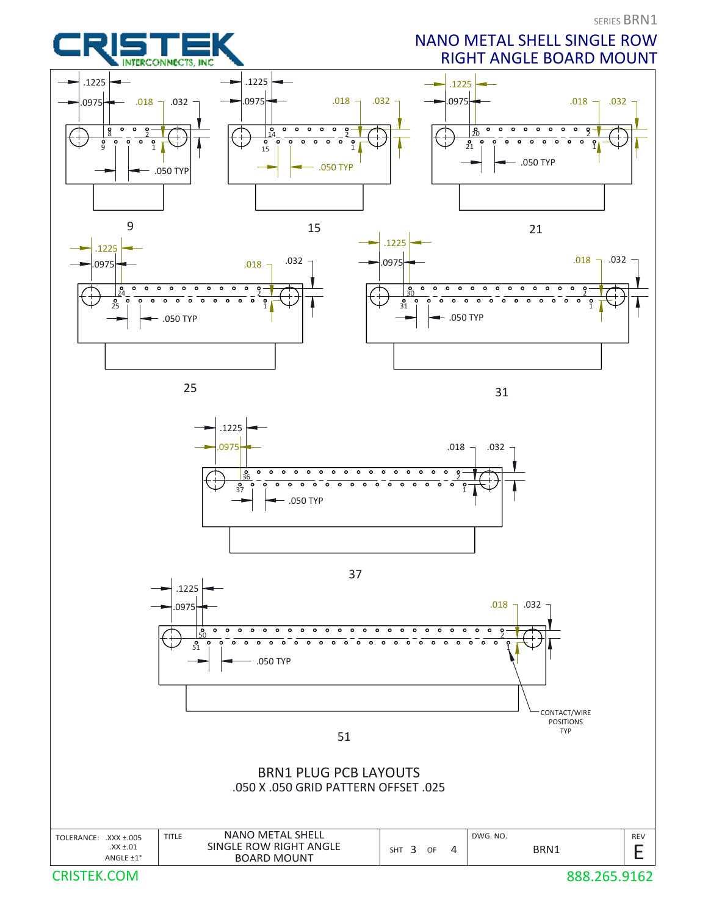SERIES BRN1

# NANO METAL SHELL SINGLE ROW RIGHT ANGLE BOARD MOUNT

CRISTEK INTERCONNECTS, INC

.1225 .0975 .018 .032 .050 TYP

9

15

21

25

31

37

51

CONTACT/WIRE POSITIONS TYP

## BRN1 PLUG PCB LAYOUTS

.050 X .050 GRID PATTERN OFFSET .025

| TOLERANCE: .XXX ±.005 .XX ±.01 ANGLE ±1° | TITLE: NANO METAL SHELL SINGLE ROW RIGHT ANGLE BOARD MOUNT | SHT 3 OF 4 | DWG. NO. BRN1 | REV E |
|---|---|---|---|---|

CRISTEK.COM 888.265.9162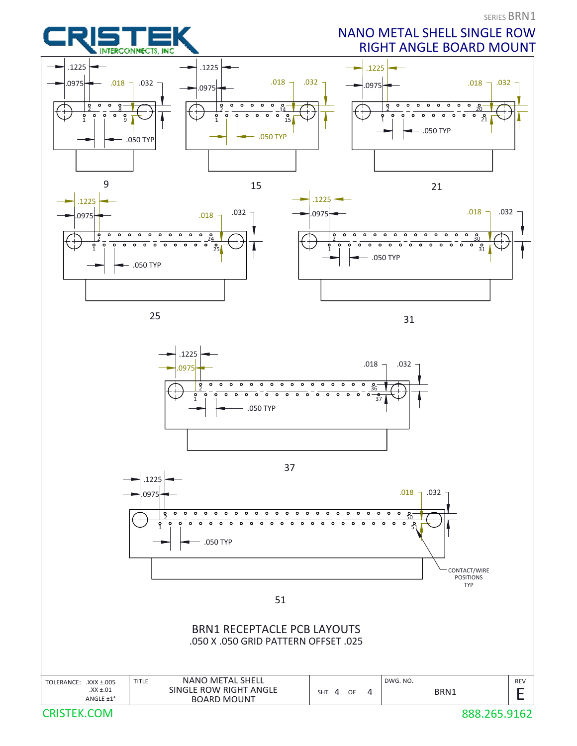SERIES BRN1

# NANO METAL SHELL SINGLE ROW RIGHT ANGLE BOARD MOUNT

.1225
.0975
.018
.032
.050 TYP

9

15

21

25

31

37

51

CONTACT/WIRE POSITIONS TYP

## BRN1 RECEPTACLE PCB LAYOUTS
.050 X .050 GRID PATTERN OFFSET .025

| TOLERANCE: .XXX ±.005 .XX ±.01 ANGLE ±1° | TITLE: NANO METAL SHELL SINGLE ROW RIGHT ANGLE BOARD MOUNT | SHT 4 OF 4 | DWG. NO. BRN1 | REV E |
|---|---|---|---|---|

CRISTEK.COM

888.265.9162